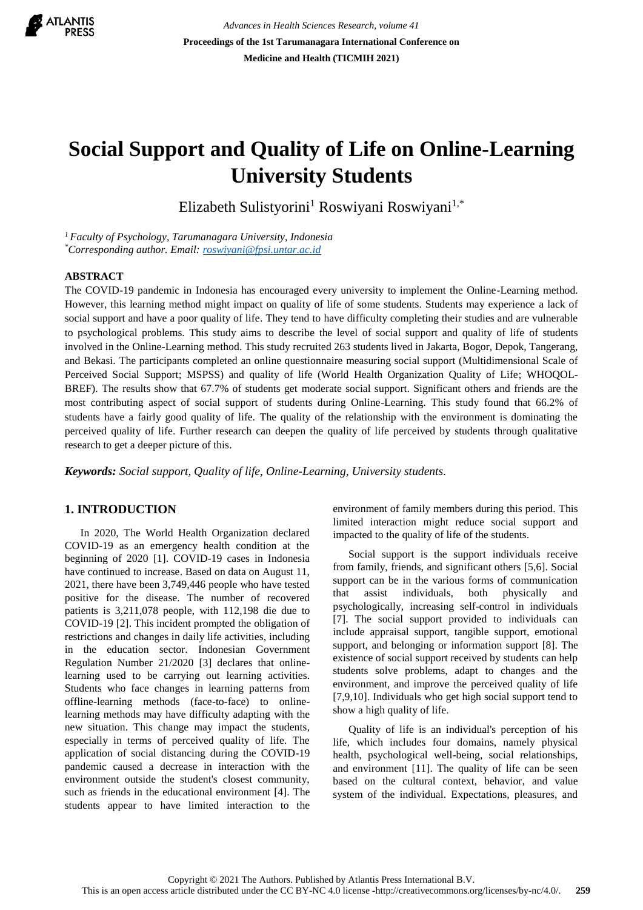# Social Support and Quality of Life on Online-Learning University Students

Elizabeth Sulistyorini[1] Roswiyani Roswiyani[1,*]

[1] *Faculty of Psychology, Tarumanagara University, Indonesia*
[*] *Corresponding author. Email: roswiyani@fpsi.untar.ac.id*

## ABSTRACT

The COVID-19 pandemic in Indonesia has encouraged every university to implement the Online-Learning method. However, this learning method might impact on quality of life of some students. Students may experience a lack of social support and have a poor quality of life. They tend to have difficulty completing their studies and are vulnerable to psychological problems. This study aims to describe the level of social support and quality of life of students involved in the Online-Learning method. This study recruited 263 students lived in Jakarta, Bogor, Depok, Tangerang, and Bekasi. The participants completed an online questionnaire measuring social support (Multidimensional Scale of Perceived Social Support; MSPSS) and quality of life (World Health Organization Quality of Life; WHOQOL-BREF). The results show that 67.7% of students get moderate social support. Significant others and friends are the most contributing aspect of social support of students during Online-Learning. This study found that 66.2% of students have a fairly good quality of life. The quality of the relationship with the environment is dominating the perceived quality of life. Further research can deepen the quality of life perceived by students through qualitative research to get a deeper picture of this.

***Keywords:*** *Social support, Quality of life, Online-Learning, University students.*

## 1. INTRODUCTION

In 2020, The World Health Organization declared COVID-19 as an emergency health condition at the beginning of 2020 [1]. COVID-19 cases in Indonesia have continued to increase. Based on data on August 11, 2021, there have been 3,749,446 people who have tested positive for the disease. The number of recovered patients is 3,211,078 people, with 112,198 die due to COVID-19 [2]. This incident prompted the obligation of restrictions and changes in daily life activities, including in the education sector. Indonesian Government Regulation Number 21/2020 [3] declares that online-learning used to be carrying out learning activities. Students who face changes in learning patterns from offline-learning methods (face-to-face) to online-learning methods may have difficulty adapting with the new situation. This change may impact the students, especially in terms of perceived quality of life. The application of social distancing during the COVID-19 pandemic caused a decrease in interaction with the environment outside the student's closest community, such as friends in the educational environment [4]. The students appear to have limited interaction to the environment of family members during this period. This limited interaction might reduce social support and impacted to the quality of life of the students.

Social support is the support individuals receive from family, friends, and significant others [5,6]. Social support can be in the various forms of communication that assist individuals, both physically and psychologically, increasing self-control in individuals [7]. The social support provided to individuals can include appraisal support, tangible support, emotional support, and belonging or information support [8]. The existence of social support received by students can help students solve problems, adapt to changes and the environment, and improve the perceived quality of life [7,9,10]. Individuals who get high social support tend to show a high quality of life.

Quality of life is an individual's perception of his life, which includes four domains, namely physical health, psychological well-being, social relationships, and environment [11]. The quality of life can be seen based on the cultural context, behavior, and value system of the individual. Expectations, pleasures, and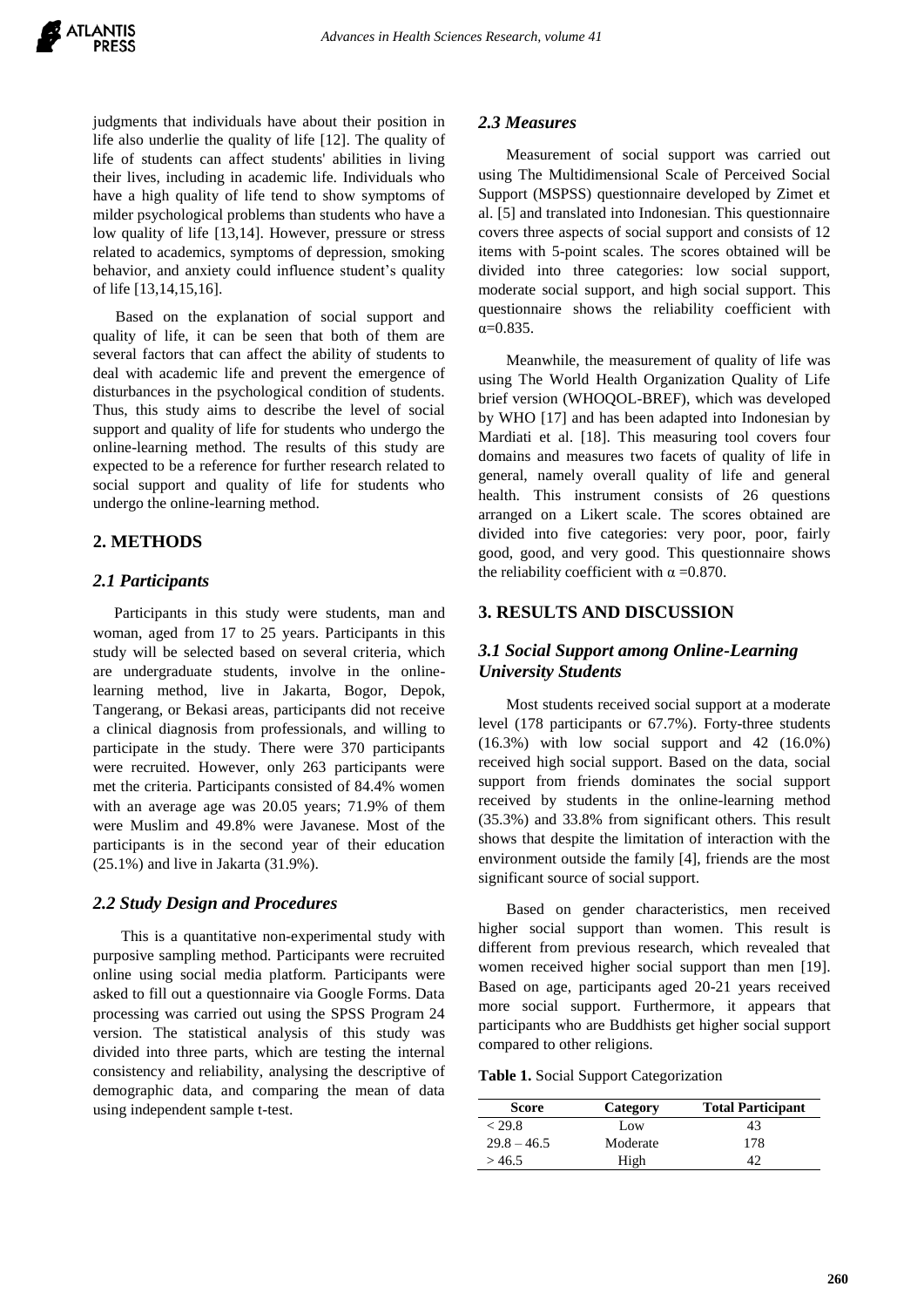judgments that individuals have about their position in life also underlie the quality of life [12]. The quality of life of students can affect students' abilities in living their lives, including in academic life. Individuals who have a high quality of life tend to show symptoms of milder psychological problems than students who have a low quality of life [13,14]. However, pressure or stress related to academics, symptoms of depression, smoking behavior, and anxiety could influence student's quality of life [13,14,15,16].

Based on the explanation of social support and quality of life, it can be seen that both of them are several factors that can affect the ability of students to deal with academic life and prevent the emergence of disturbances in the psychological condition of students. Thus, this study aims to describe the level of social support and quality of life for students who undergo the online-learning method. The results of this study are expected to be a reference for further research related to social support and quality of life for students who undergo the online-learning method.

## 2. METHODS

### *2.1 Participants*

Participants in this study were students, man and woman, aged from 17 to 25 years. Participants in this study will be selected based on several criteria, which are undergraduate students, involve in the online-learning method, live in Jakarta, Bogor, Depok, Tangerang, or Bekasi areas, participants did not receive a clinical diagnosis from professionals, and willing to participate in the study. There were 370 participants were recruited. However, only 263 participants were met the criteria. Participants consisted of 84.4% women with an average age was 20.05 years; 71.9% of them were Muslim and 49.8% were Javanese. Most of the participants is in the second year of their education (25.1%) and live in Jakarta (31.9%).

### *2.2 Study Design and Procedures*

This is a quantitative non-experimental study with purposive sampling method. Participants were recruited online using social media platform. Participants were asked to fill out a questionnaire via Google Forms. Data processing was carried out using the SPSS Program 24 version. The statistical analysis of this study was divided into three parts, which are testing the internal consistency and reliability, analysing the descriptive of demographic data, and comparing the mean of data using independent sample t-test.

### *2.3 Measures*

Measurement of social support was carried out using The Multidimensional Scale of Perceived Social Support (MSPSS) questionnaire developed by Zimet et al. [5] and translated into Indonesian. This questionnaire covers three aspects of social support and consists of 12 items with 5-point scales. The scores obtained will be divided into three categories: low social support, moderate social support, and high social support. This questionnaire shows the reliability coefficient with $\alpha$=0.835.

Meanwhile, the measurement of quality of life was using The World Health Organization Quality of Life brief version (WHOQOL-BREF), which was developed by WHO [17] and has been adapted into Indonesian by Mardiati et al. [18]. This measuring tool covers four domains and measures two facets of quality of life in general, namely overall quality of life and general health. This instrument consists of 26 questions arranged on a Likert scale. The scores obtained are divided into five categories: very poor, poor, fairly good, good, and very good. This questionnaire shows the reliability coefficient with $\alpha$ =0.870.

## 3. RESULTS AND DISCUSSION

### *3.1 Social Support among Online-Learning University Students*

Most students received social support at a moderate level (178 participants or 67.7%). Forty-three students (16.3%) with low social support and 42 (16.0%) received high social support. Based on the data, social support from friends dominates the social support received by students in the online-learning method (35.3%) and 33.8% from significant others. This result shows that despite the limitation of interaction with the environment outside the family [4], friends are the most significant source of social support.

Based on gender characteristics, men received higher social support than women. This result is different from previous research, which revealed that women received higher social support than men [19]. Based on age, participants aged 20-21 years received more social support. Furthermore, it appears that participants who are Buddhists get higher social support compared to other religions.

**Table 1.** Social Support Categorization

| Score | Category | Total Participant |
|---|---|---|
| < 29.8 | Low | 43 |
| 29.8 – 46.5 | Moderate | 178 |
| > 46.5 | High | 42 |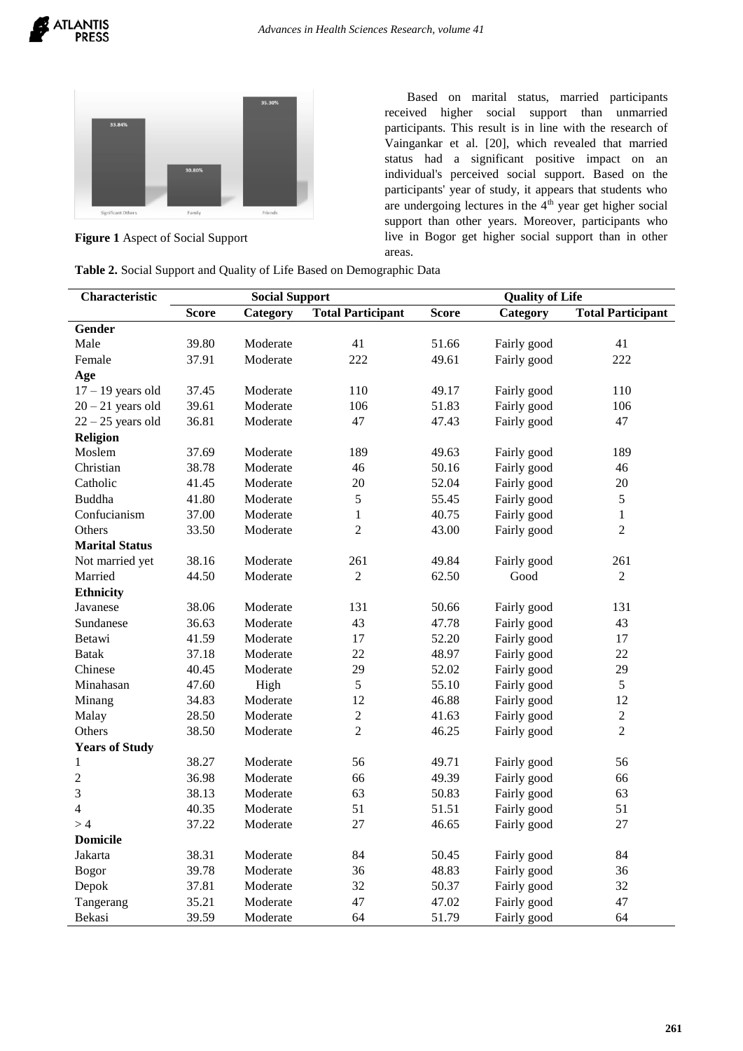**Figure 1** Aspect of Social Support

Based on marital status, married participants received higher social support than unmarried participants. This result is in line with the research of Vaingankar et al. [20], which revealed that married status had a significant positive impact on an individual's perceived social support. Based on the participants' year of study, it appears that students who are undergoing lectures in the 4[th] year get higher social support than other years. Moreover, participants who live in Bogor get higher social support than in other areas.

**Table 2.** Social Support and Quality of Life Based on Demographic Data

| Characteristic | Social Support | | | Quality of Life | | |
|---|---|---|---|---|---|---|
| | Score | Category | Total Participant | Score | Category | Total Participant |
| **Gender** | | | | | | |
| Male | 39.80 | Moderate | 41 | 51.66 | Fairly good | 41 |
| Female | 37.91 | Moderate | 222 | 49.61 | Fairly good | 222 |
| **Age** | | | | | | |
| 17 – 19 years old | 37.45 | Moderate | 110 | 49.17 | Fairly good | 110 |
| 20 – 21 years old | 39.61 | Moderate | 106 | 51.83 | Fairly good | 106 |
| 22 – 25 years old | 36.81 | Moderate | 47 | 47.43 | Fairly good | 47 |
| **Religion** | | | | | | |
| Moslem | 37.69 | Moderate | 189 | 49.63 | Fairly good | 189 |
| Christian | 38.78 | Moderate | 46 | 50.16 | Fairly good | 46 |
| Catholic | 41.45 | Moderate | 20 | 52.04 | Fairly good | 20 |
| Buddha | 41.80 | Moderate | 5 | 55.45 | Fairly good | 5 |
| Confucianism | 37.00 | Moderate | 1 | 40.75 | Fairly good | 1 |
| Others | 33.50 | Moderate | 2 | 43.00 | Fairly good | 2 |
| **Marital Status** | | | | | | |
| Not married yet | 38.16 | Moderate | 261 | 49.84 | Fairly good | 261 |
| Married | 44.50 | Moderate | 2 | 62.50 | Good | 2 |
| **Ethnicity** | | | | | | |
| Javanese | 38.06 | Moderate | 131 | 50.66 | Fairly good | 131 |
| Sundanese | 36.63 | Moderate | 43 | 47.78 | Fairly good | 43 |
| Betawi | 41.59 | Moderate | 17 | 52.20 | Fairly good | 17 |
| Batak | 37.18 | Moderate | 22 | 48.97 | Fairly good | 22 |
| Chinese | 40.45 | Moderate | 29 | 52.02 | Fairly good | 29 |
| Minahasan | 47.60 | High | 5 | 55.10 | Fairly good | 5 |
| Minang | 34.83 | Moderate | 12 | 46.88 | Fairly good | 12 |
| Malay | 28.50 | Moderate | 2 | 41.63 | Fairly good | 2 |
| Others | 38.50 | Moderate | 2 | 46.25 | Fairly good | 2 |
| **Years of Study** | | | | | | |
| 1 | 38.27 | Moderate | 56 | 49.71 | Fairly good | 56 |
| 2 | 36.98 | Moderate | 66 | 49.39 | Fairly good | 66 |
| 3 | 38.13 | Moderate | 63 | 50.83 | Fairly good | 63 |
| 4 | 40.35 | Moderate | 51 | 51.51 | Fairly good | 51 |
| > 4 | 37.22 | Moderate | 27 | 46.65 | Fairly good | 27 |
| **Domicile** | | | | | | |
| Jakarta | 38.31 | Moderate | 84 | 50.45 | Fairly good | 84 |
| Bogor | 39.78 | Moderate | 36 | 48.83 | Fairly good | 36 |
| Depok | 37.81 | Moderate | 32 | 50.37 | Fairly good | 32 |
| Tangerang | 35.21 | Moderate | 47 | 47.02 | Fairly good | 47 |
| Bekasi | 39.59 | Moderate | 64 | 51.79 | Fairly good | 64 |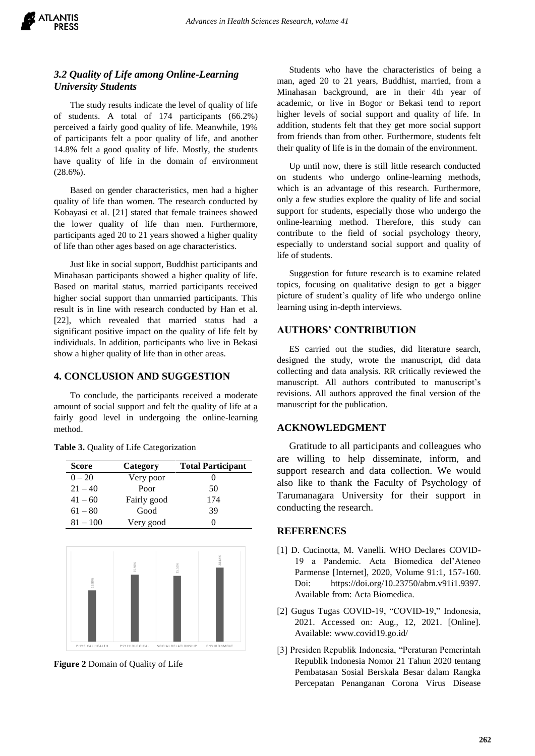### *3.2 Quality of Life among Online-Learning University Students*

The study results indicate the level of quality of life of students. A total of 174 participants (66.2%) perceived a fairly good quality of life. Meanwhile, 19% of participants felt a poor quality of life, and another 14.8% felt a good quality of life. Mostly, the students have quality of life in the domain of environment (28.6%).

Based on gender characteristics, men had a higher quality of life than women. The research conducted by Kobayasi et al. [21] stated that female trainees showed the lower quality of life than men. Furthermore, participants aged 20 to 21 years showed a higher quality of life than other ages based on age characteristics.

Just like in social support, Buddhist participants and Minahasan participants showed a higher quality of life. Based on marital status, married participants received higher social support than unmarried participants. This result is in line with research conducted by Han et al. [22], which revealed that married status had a significant positive impact on the quality of life felt by individuals. In addition, participants who live in Bekasi show a higher quality of life than in other areas.

## 4. CONCLUSION AND SUGGESTION

To conclude, the participants received a moderate amount of social support and felt the quality of life at a fairly good level in undergoing the online-learning method.

**Table 3.** Quality of Life Categorization

| Score | Category | Total Participant |
|---|---|---|
| 0 – 20 | Very poor | 0 |
| 21 – 40 | Poor | 50 |
| 41 – 60 | Fairly good | 174 |
| 61 – 80 | Good | 39 |
| 81 – 100 | Very good | 0 |

**Figure 2** Domain of Quality of Life

Students who have the characteristics of being a man, aged 20 to 21 years, Buddhist, married, from a Minahasan background, are in their 4th year of academic, or live in Bogor or Bekasi tend to report higher levels of social support and quality of life. In addition, students felt that they get more social support from friends than from other. Furthermore, students felt their quality of life is in the domain of the environment.

Up until now, there is still little research conducted on students who undergo online-learning methods, which is an advantage of this research. Furthermore, only a few studies explore the quality of life and social support for students, especially those who undergo the online-learning method. Therefore, this study can contribute to the field of social psychology theory, especially to understand social support and quality of life of students.

Suggestion for future research is to examine related topics, focusing on qualitative design to get a bigger picture of student's quality of life who undergo online learning using in-depth interviews.

## AUTHORS' CONTRIBUTION

ES carried out the studies, did literature search, designed the study, wrote the manuscript, did data collecting and data analysis. RR critically reviewed the manuscript. All authors contributed to manuscript's revisions. All authors approved the final version of the manuscript for the publication.

## ACKNOWLEDGMENT

Gratitude to all participants and colleagues who are willing to help disseminate, inform, and support research and data collection. We would also like to thank the Faculty of Psychology of Tarumanagara University for their support in conducting the research.

## REFERENCES

[1] D. Cucinotta, M. Vanelli. WHO Declares COVID-19 a Pandemic. Acta Biomedica del'Ateneo Parmense [Internet], 2020, Volume 91:1, 157-160. Doi: https://doi.org/10.23750/abm.v91i1.9397. Available from: Acta Biomedica.

[2] Gugus Tugas COVID-19, "COVID-19," Indonesia, 2021. Accessed on: Aug., 12, 2021. [Online]. Available: www.covid19.go.id/

[3] Presiden Republik Indonesia, "Peraturan Pemerintah Republik Indonesia Nomor 21 Tahun 2020 tentang Pembatasan Sosial Berskala Besar dalam Rangka Percepatan Penanganan Corona Virus Disease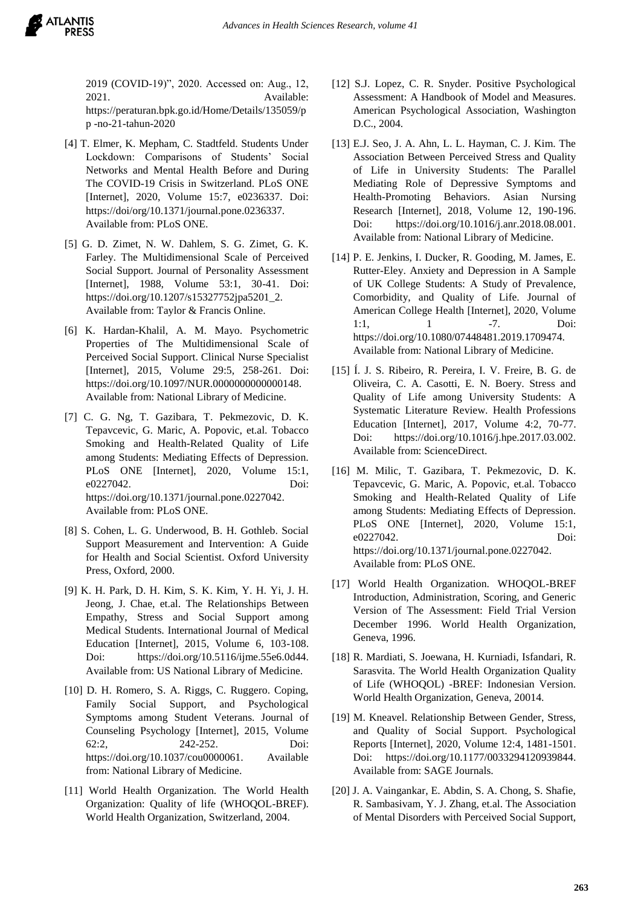2019 (COVID-19)", 2020. Accessed on: Aug., 12, 2021. Available: https://peraturan.bpk.go.id/Home/Details/135059/pp -no-21-tahun-2020

[4] T. Elmer, K. Mepham, C. Stadtfeld. Students Under Lockdown: Comparisons of Students' Social Networks and Mental Health Before and During The COVID-19 Crisis in Switzerland. PLoS ONE [Internet], 2020, Volume 15:7, e0236337. Doi: https://doi/org/10.1371/journal.pone.0236337. Available from: PLoS ONE.

[5] G. D. Zimet, N. W. Dahlem, S. G. Zimet, G. K. Farley. The Multidimensional Scale of Perceived Social Support. Journal of Personality Assessment [Internet], 1988, Volume 53:1, 30-41. Doi: https://doi.org/10.1207/s15327752jpa5201_2. Available from: Taylor & Francis Online.

[6] K. Hardan-Khalil, A. M. Mayo. Psychometric Properties of The Multidimensional Scale of Perceived Social Support. Clinical Nurse Specialist [Internet], 2015, Volume 29:5, 258-261. Doi: https://doi.org/10.1097/NUR.0000000000000148. Available from: National Library of Medicine.

[7] C. G. Ng, T. Gazibara, T. Pekmezovic, D. K. Tepavcevic, G. Maric, A. Popovic, et.al. Tobacco Smoking and Health-Related Quality of Life among Students: Mediating Effects of Depression. PLoS ONE [Internet], 2020, Volume 15:1, e0227042. Doi: https://doi.org/10.1371/journal.pone.0227042. Available from: PLoS ONE.

[8] S. Cohen, L. G. Underwood, B. H. Gothleb. Social Support Measurement and Intervention: A Guide for Health and Social Scientist. Oxford University Press, Oxford, 2000.

[9] K. H. Park, D. H. Kim, S. K. Kim, Y. H. Yi, J. H. Jeong, J. Chae, et.al. The Relationships Between Empathy, Stress and Social Support among Medical Students. International Journal of Medical Education [Internet], 2015, Volume 6, 103-108. Doi: https://doi.org/10.5116/ijme.55e6.0d44. Available from: US National Library of Medicine.

[10] D. H. Romero, S. A. Riggs, C. Ruggero. Coping, Family Social Support, and Psychological Symptoms among Student Veterans. Journal of Counseling Psychology [Internet], 2015, Volume 62:2, 242-252. Doi: https://doi.org/10.1037/cou0000061. Available from: National Library of Medicine.

[11] World Health Organization. The World Health Organization: Quality of life (WHOQOL-BREF). World Health Organization, Switzerland, 2004.

[12] S.J. Lopez, C. R. Snyder. Positive Psychological Assessment: A Handbook of Model and Measures. American Psychological Association, Washington D.C., 2004.

[13] E.J. Seo, J. A. Ahn, L. L. Hayman, C. J. Kim. The Association Between Perceived Stress and Quality of Life in University Students: The Parallel Mediating Role of Depressive Symptoms and Health-Promoting Behaviors. Asian Nursing Research [Internet], 2018, Volume 12, 190-196. Doi: https://doi.org/10.1016/j.anr.2018.08.001. Available from: National Library of Medicine.

[14] P. E. Jenkins, I. Ducker, R. Gooding, M. James, E. Rutter-Eley. Anxiety and Depression in A Sample of UK College Students: A Study of Prevalence, Comorbidity, and Quality of Life. Journal of American College Health [Internet], 2020, Volume 1:1, 1 -7. Doi: https://doi.org/10.1080/07448481.2019.1709474. Available from: National Library of Medicine.

[15] Í. J. S. Ribeiro, R. Pereira, I. V. Freire, B. G. de Oliveira, C. A. Casotti, E. N. Boery. Stress and Quality of Life among University Students: A Systematic Literature Review. Health Professions Education [Internet], 2017, Volume 4:2, 70-77. Doi: https://doi.org/10.1016/j.hpe.2017.03.002. Available from: ScienceDirect.

[16] M. Milic, T. Gazibara, T. Pekmezovic, D. K. Tepavcevic, G. Maric, A. Popovic, et.al. Tobacco Smoking and Health-Related Quality of Life among Students: Mediating Effects of Depression. PLoS ONE [Internet], 2020, Volume 15:1, e0227042. Doi: https://doi.org/10.1371/journal.pone.0227042. Available from: PLoS ONE.

[17] World Health Organization. WHOQOL-BREF Introduction, Administration, Scoring, and Generic Version of The Assessment: Field Trial Version December 1996. World Health Organization, Geneva, 1996.

[18] R. Mardiati, S. Joewana, H. Kurniadi, Isfandari, R. Sarasvita. The World Health Organization Quality of Life (WHOQOL) -BREF: Indonesian Version. World Health Organization, Geneva, 20014.

[19] M. Kneavel. Relationship Between Gender, Stress, and Quality of Social Support. Psychological Reports [Internet], 2020, Volume 12:4, 1481-1501. Doi: https://doi.org/10.1177/0033294120939844. Available from: SAGE Journals.

[20] J. A. Vaingankar, E. Abdin, S. A. Chong, S. Shafie, R. Sambasivam, Y. J. Zhang, et.al. The Association of Mental Disorders with Perceived Social Support,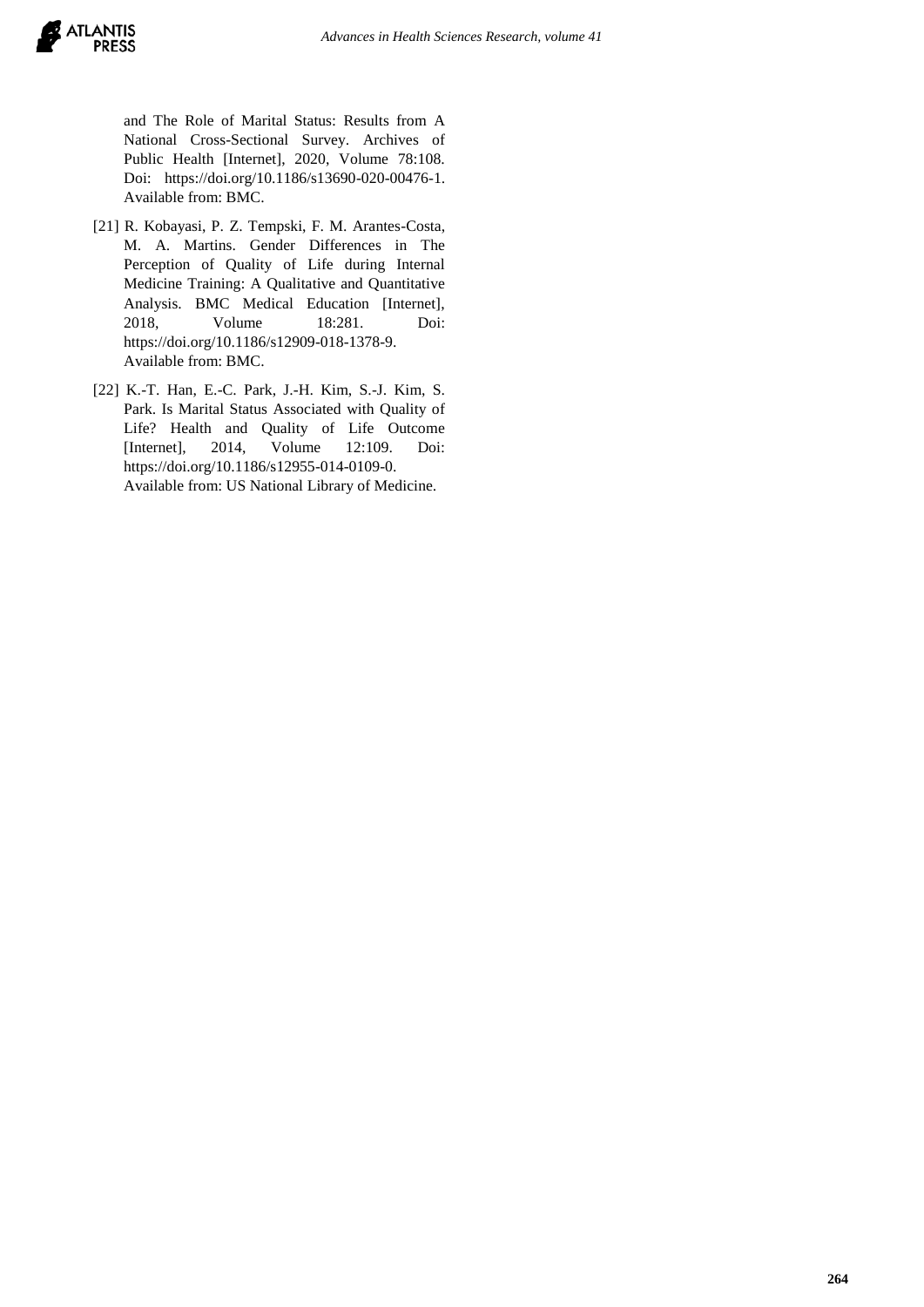and The Role of Marital Status: Results from A National Cross-Sectional Survey. Archives of Public Health [Internet], 2020, Volume 78:108. Doi: https://doi.org/10.1186/s13690-020-00476-1. Available from: BMC.

[21] R. Kobayasi, P. Z. Tempski, F. M. Arantes-Costa, M. A. Martins. Gender Differences in The Perception of Quality of Life during Internal Medicine Training: A Qualitative and Quantitative Analysis. BMC Medical Education [Internet], 2018, Volume 18:281. Doi: https://doi.org/10.1186/s12909-018-1378-9. Available from: BMC.

[22] K.-T. Han, E.-C. Park, J.-H. Kim, S.-J. Kim, S. Park. Is Marital Status Associated with Quality of Life? Health and Quality of Life Outcome [Internet], 2014, Volume 12:109. Doi: https://doi.org/10.1186/s12955-014-0109-0. Available from: US National Library of Medicine.